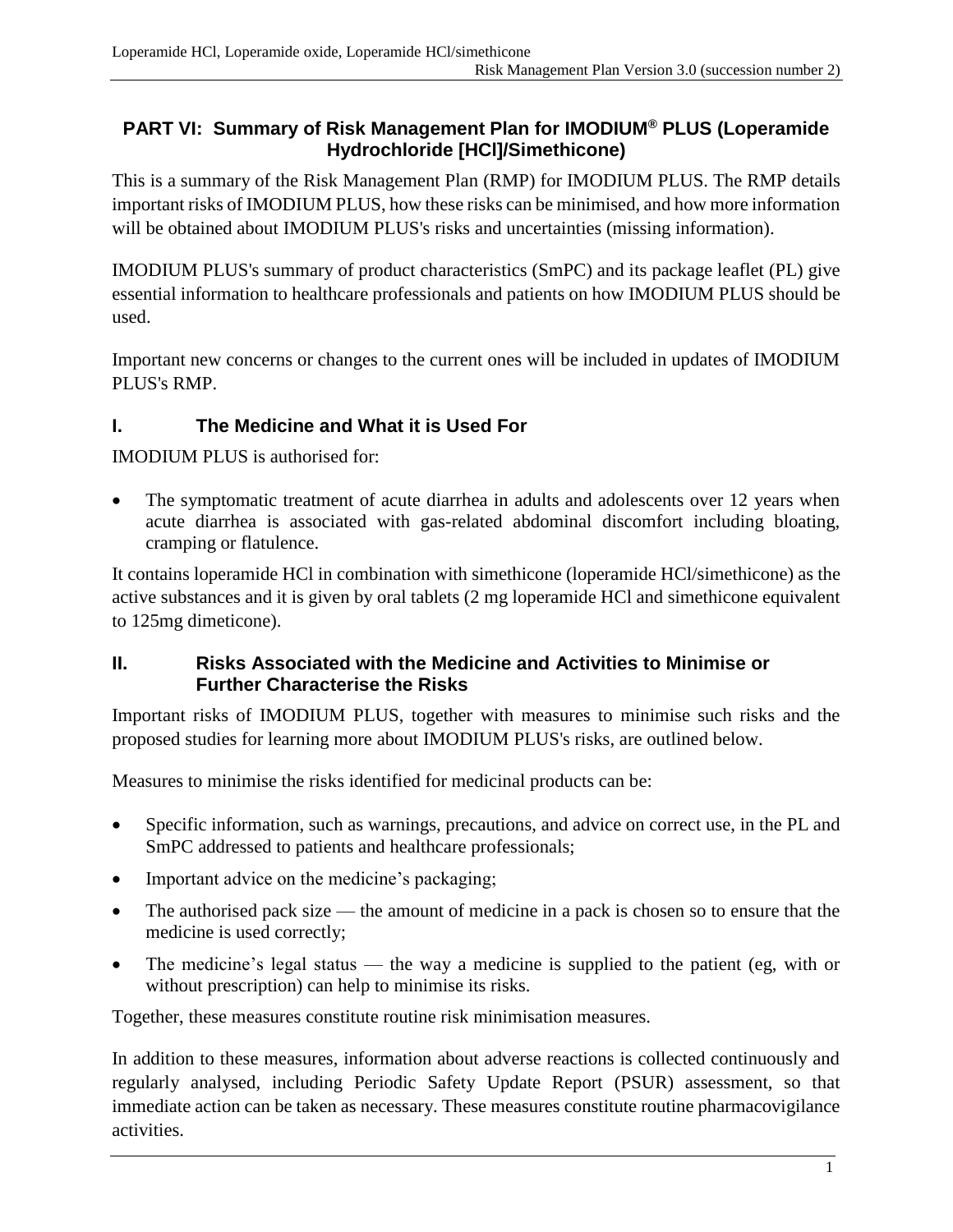# PART VI: Summary of Risk Management Plan for IMODIUM® PLUS (Loperamide Hydrochloride [HCl]/Simethicone)

This is a summary of the Risk Management Plan (RMP) for IMODIUM PLUS. The RMP details important risks of IMODIUM PLUS, how these risks can be minimised, and how more information will be obtained about IMODIUM PLUS's risks and uncertainties (missing information).

IMODIUM PLUS's summary of product characteristics (SmPC) and its package leaflet (PL) give essential information to healthcare professionals and patients on how IMODIUM PLUS should be used.

Important new concerns or changes to the current ones will be included in updates of IMODIUM PLUS's RMP.

## I. The Medicine and What it is Used For

IMODIUM PLUS is authorised for:

- The symptomatic treatment of acute diarrhea in adults and adolescents over 12 years when acute diarrhea is associated with gas-related abdominal discomfort including bloating, cramping or flatulence.

It contains loperamide HCl in combination with simethicone (loperamide HCl/simethicone) as the active substances and it is given by oral tablets (2 mg loperamide HCl and simethicone equivalent to 125mg dimeticone).

## II. Risks Associated with the Medicine and Activities to Minimise or Further Characterise the Risks

Important risks of IMODIUM PLUS, together with measures to minimise such risks and the proposed studies for learning more about IMODIUM PLUS's risks, are outlined below.

Measures to minimise the risks identified for medicinal products can be:

- Specific information, such as warnings, precautions, and advice on correct use, in the PL and SmPC addressed to patients and healthcare professionals;
- Important advice on the medicine's packaging;
- The authorised pack size — the amount of medicine in a pack is chosen so to ensure that the medicine is used correctly;
- The medicine's legal status — the way a medicine is supplied to the patient (eg, with or without prescription) can help to minimise its risks.

Together, these measures constitute routine risk minimisation measures.

In addition to these measures, information about adverse reactions is collected continuously and regularly analysed, including Periodic Safety Update Report (PSUR) assessment, so that immediate action can be taken as necessary. These measures constitute routine pharmacovigilance activities.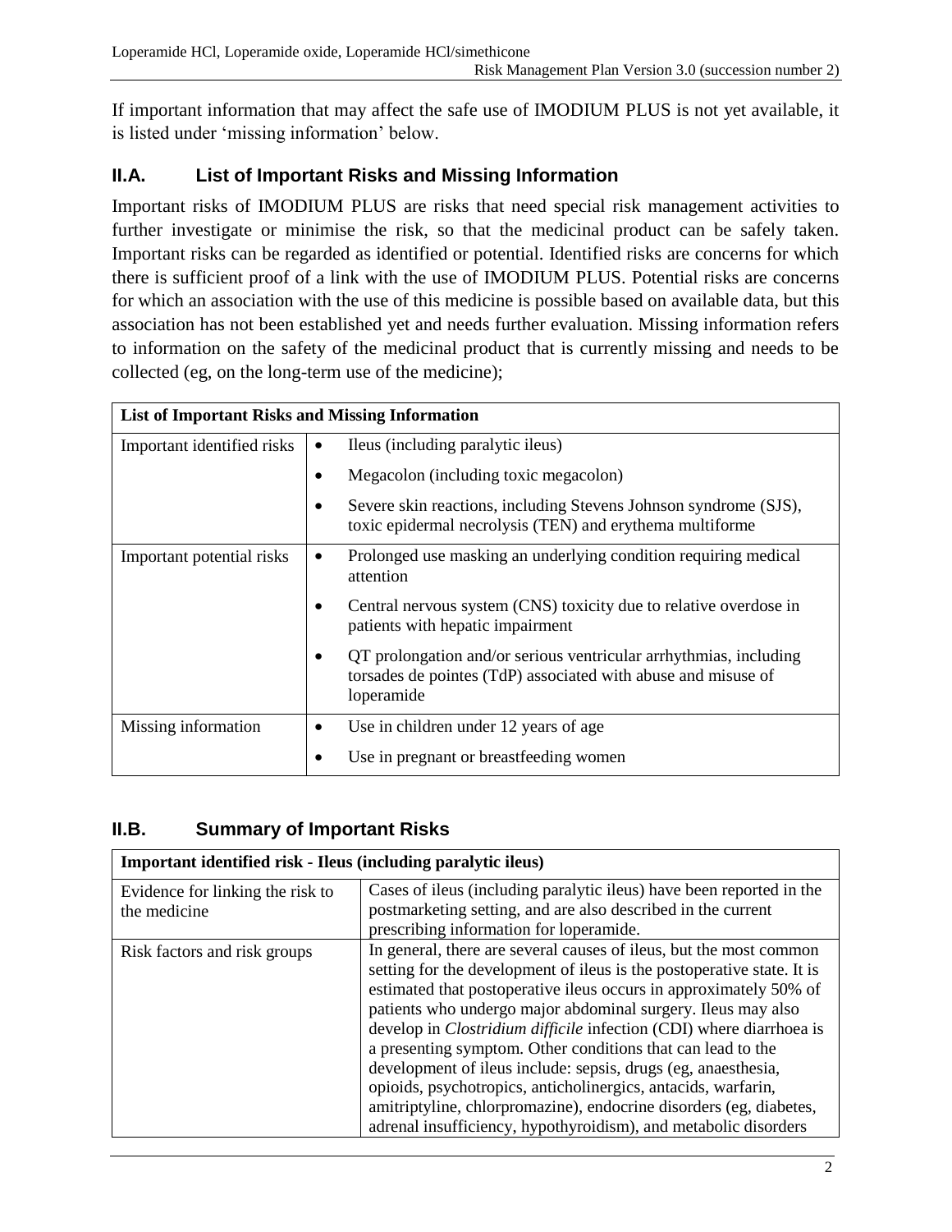If important information that may affect the safe use of IMODIUM PLUS is not yet available, it is listed under 'missing information' below.

## II.A. List of Important Risks and Missing Information

Important risks of IMODIUM PLUS are risks that need special risk management activities to further investigate or minimise the risk, so that the medicinal product can be safely taken. Important risks can be regarded as identified or potential. Identified risks are concerns for which there is sufficient proof of a link with the use of IMODIUM PLUS. Potential risks are concerns for which an association with the use of this medicine is possible based on available data, but this association has not been established yet and needs further evaluation. Missing information refers to information on the safety of the medicinal product that is currently missing and needs to be collected (eg, on the long-term use of the medicine);

| **List of Important Risks and Missing Information** | |
|---|---|
| Important identified risks | • Ileus (including paralytic ileus)<br>• Megacolon (including toxic megacolon)<br>• Severe skin reactions, including Stevens Johnson syndrome (SJS), toxic epidermal necrolysis (TEN) and erythema multiforme |
| Important potential risks | • Prolonged use masking an underlying condition requiring medical attention<br>• Central nervous system (CNS) toxicity due to relative overdose in patients with hepatic impairment<br>• QT prolongation and/or serious ventricular arrhythmias, including torsades de pointes (TdP) associated with abuse and misuse of loperamide |
| Missing information | • Use in children under 12 years of age<br>• Use in pregnant or breastfeeding women |

## II.B. Summary of Important Risks

| **Important identified risk - Ileus (including paralytic ileus)** | |
|---|---|
| Evidence for linking the risk to the medicine | Cases of ileus (including paralytic ileus) have been reported in the postmarketing setting, and are also described in the current prescribing information for loperamide. |
| Risk factors and risk groups | In general, there are several causes of ileus, but the most common setting for the development of ileus is the postoperative state. It is estimated that postoperative ileus occurs in approximately 50% of patients who undergo major abdominal surgery. Ileus may also develop in *Clostridium difficile* infection (CDI) where diarrhoea is a presenting symptom. Other conditions that can lead to the development of ileus include: sepsis, drugs (eg, anaesthesia, opioids, psychotropics, anticholinergics, antacids, warfarin, amitriptyline, chlorpromazine), endocrine disorders (eg, diabetes, adrenal insufficiency, hypothyroidism), and metabolic disorders |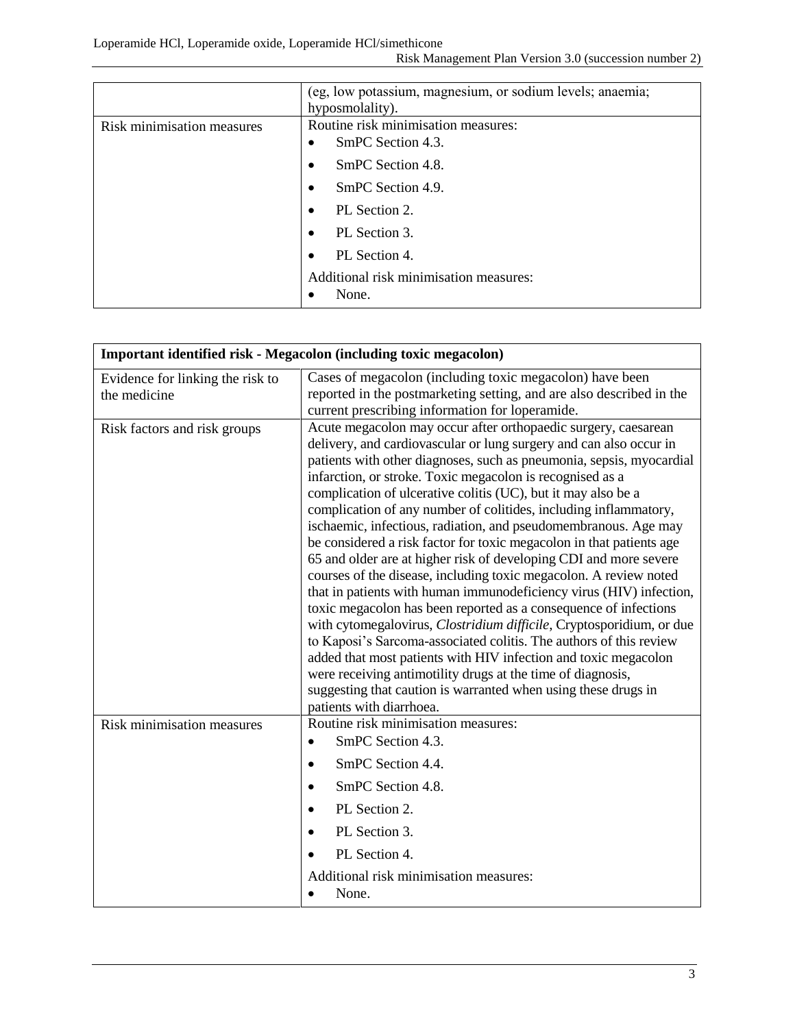| | |
|---|---|
| | (eg, low potassium, magnesium, or sodium levels; anaemia; hyposmolality). |
| Risk minimisation measures | Routine risk minimisation measures:<br>• SmPC Section 4.3.<br>• SmPC Section 4.8.<br>• SmPC Section 4.9.<br>• PL Section 2.<br>• PL Section 3.<br>• PL Section 4.<br>Additional risk minimisation measures:<br>• None. |

| **Important identified risk - Megacolon (including toxic megacolon)** | |
|---|---|
| Evidence for linking the risk to the medicine | Cases of megacolon (including toxic megacolon) have been reported in the postmarketing setting, and are also described in the current prescribing information for loperamide. |
| Risk factors and risk groups | Acute megacolon may occur after orthopaedic surgery, caesarean delivery, and cardiovascular or lung surgery and can also occur in patients with other diagnoses, such as pneumonia, sepsis, myocardial infarction, or stroke. Toxic megacolon is recognised as a complication of ulcerative colitis (UC), but it may also be a complication of any number of colitides, including inflammatory, ischaemic, infectious, radiation, and pseudomembranous. Age may be considered a risk factor for toxic megacolon in that patients age 65 and older are at higher risk of developing CDI and more severe courses of the disease, including toxic megacolon. A review noted that in patients with human immunodeficiency virus (HIV) infection, toxic megacolon has been reported as a consequence of infections with cytomegalovirus, *Clostridium difficile*, Cryptosporidium, or due to Kaposi's Sarcoma-associated colitis. The authors of this review added that most patients with HIV infection and toxic megacolon were receiving antimotility drugs at the time of diagnosis, suggesting that caution is warranted when using these drugs in patients with diarrhoea. |
| Risk minimisation measures | Routine risk minimisation measures:<br>• SmPC Section 4.3.<br>• SmPC Section 4.4.<br>• SmPC Section 4.8.<br>• PL Section 2.<br>• PL Section 3.<br>• PL Section 4.<br>Additional risk minimisation measures:<br>• None. |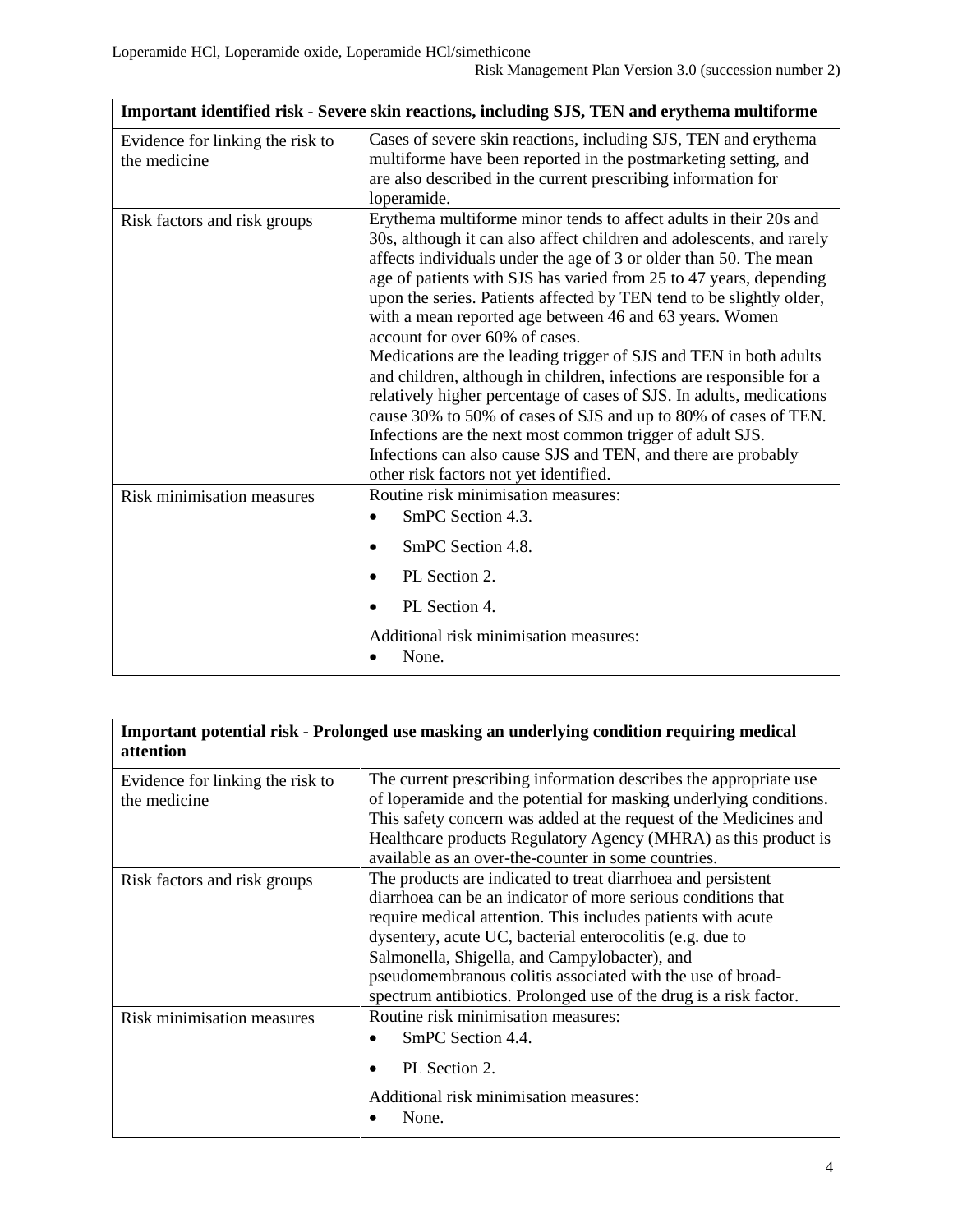| Important identified risk - Severe skin reactions, including SJS, TEN and erythema multiforme | |
|---|---|
| Evidence for linking the risk to the medicine | Cases of severe skin reactions, including SJS, TEN and erythema multiforme have been reported in the postmarketing setting, and are also described in the current prescribing information for loperamide. |
| Risk factors and risk groups | Erythema multiforme minor tends to affect adults in their 20s and 30s, although it can also affect children and adolescents, and rarely affects individuals under the age of 3 or older than 50. The mean age of patients with SJS has varied from 25 to 47 years, depending upon the series. Patients affected by TEN tend to be slightly older, with a mean reported age between 46 and 63 years. Women account for over 60% of cases.<br>Medications are the leading trigger of SJS and TEN in both adults and children, although in children, infections are responsible for a relatively higher percentage of cases of SJS. In adults, medications cause 30% to 50% of cases of SJS and up to 80% of cases of TEN. Infections are the next most common trigger of adult SJS. Infections can also cause SJS and TEN, and there are probably other risk factors not yet identified. |
| Risk minimisation measures | Routine risk minimisation measures:<br>• SmPC Section 4.3.<br>• SmPC Section 4.8.<br>• PL Section 2.<br>• PL Section 4.<br>Additional risk minimisation measures:<br>• None. |

| Important potential risk - Prolonged use masking an underlying condition requiring medical attention | |
|---|---|
| Evidence for linking the risk to the medicine | The current prescribing information describes the appropriate use of loperamide and the potential for masking underlying conditions. This safety concern was added at the request of the Medicines and Healthcare products Regulatory Agency (MHRA) as this product is available as an over-the-counter in some countries. |
| Risk factors and risk groups | The products are indicated to treat diarrhoea and persistent diarrhoea can be an indicator of more serious conditions that require medical attention. This includes patients with acute dysentery, acute UC, bacterial enterocolitis (e.g. due to Salmonella, Shigella, and Campylobacter), and pseudomembranous colitis associated with the use of broad-spectrum antibiotics. Prolonged use of the drug is a risk factor. |
| Risk minimisation measures | Routine risk minimisation measures:<br>• SmPC Section 4.4.<br>• PL Section 2.<br>Additional risk minimisation measures:<br>• None. |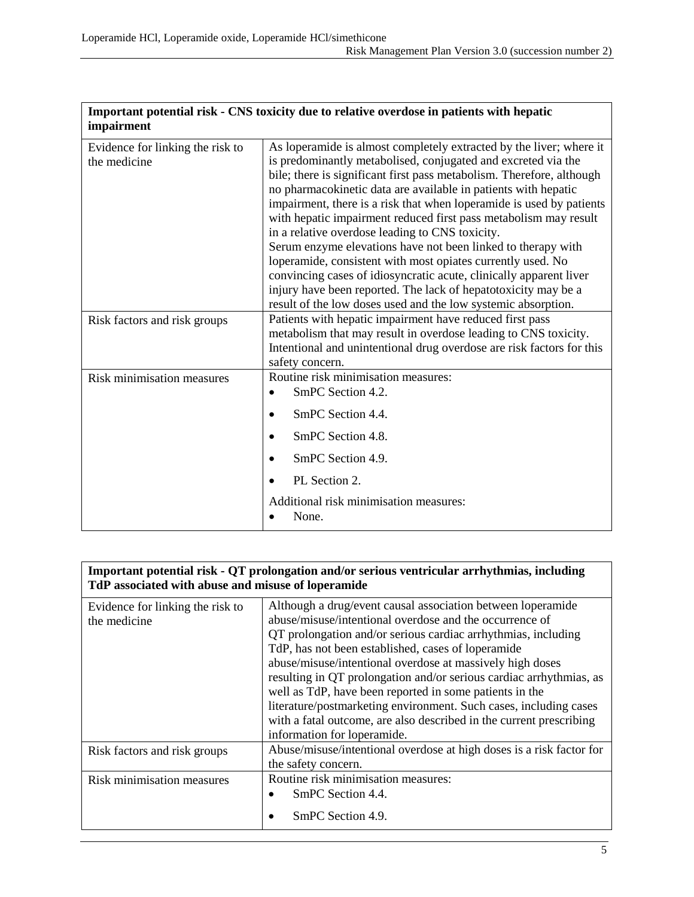| Important potential risk - CNS toxicity due to relative overdose in patients with hepatic impairment | |
|---|---|
| Evidence for linking the risk to the medicine | As loperamide is almost completely extracted by the liver; where it is predominantly metabolised, conjugated and excreted via the bile; there is significant first pass metabolism. Therefore, although no pharmacokinetic data are available in patients with hepatic impairment, there is a risk that when loperamide is used by patients with hepatic impairment reduced first pass metabolism may result in a relative overdose leading to CNS toxicity.<br>Serum enzyme elevations have not been linked to therapy with loperamide, consistent with most opiates currently used. No convincing cases of idiosyncratic acute, clinically apparent liver injury have been reported. The lack of hepatotoxicity may be a result of the low doses used and the low systemic absorption. |
| Risk factors and risk groups | Patients with hepatic impairment have reduced first pass metabolism that may result in overdose leading to CNS toxicity. Intentional and unintentional drug overdose are risk factors for this safety concern. |
| Risk minimisation measures | Routine risk minimisation measures:<br>• SmPC Section 4.2.<br>• SmPC Section 4.4.<br>• SmPC Section 4.8.<br>• SmPC Section 4.9.<br>• PL Section 2.<br>Additional risk minimisation measures:<br>• None. |

| Important potential risk - QT prolongation and/or serious ventricular arrhythmias, including TdP associated with abuse and misuse of loperamide | |
|---|---|
| Evidence for linking the risk to the medicine | Although a drug/event causal association between loperamide abuse/misuse/intentional overdose and the occurrence of QT prolongation and/or serious cardiac arrhythmias, including TdP, has not been established, cases of loperamide abuse/misuse/intentional overdose at massively high doses resulting in QT prolongation and/or serious cardiac arrhythmias, as well as TdP, have been reported in some patients in the literature/postmarketing environment. Such cases, including cases with a fatal outcome, are also described in the current prescribing information for loperamide. |
| Risk factors and risk groups | Abuse/misuse/intentional overdose at high doses is a risk factor for the safety concern. |
| Risk minimisation measures | Routine risk minimisation measures:<br>• SmPC Section 4.4.<br>• SmPC Section 4.9. |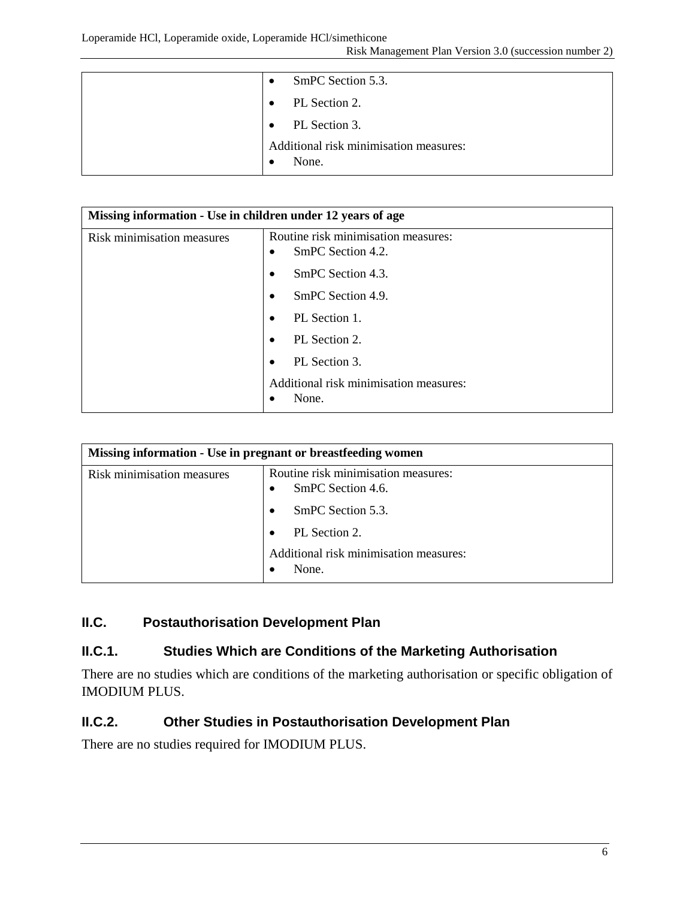| | |
|---|---|
| | • SmPC Section 5.3.<br>• PL Section 2.<br>• PL Section 3.<br>Additional risk minimisation measures:<br>• None. |

| Missing information - Use in children under 12 years of age | |
|---|---|
| Risk minimisation measures | Routine risk minimisation measures:<br>• SmPC Section 4.2.<br>• SmPC Section 4.3.<br>• SmPC Section 4.9.<br>• PL Section 1.<br>• PL Section 2.<br>• PL Section 3.<br>Additional risk minimisation measures:<br>• None. |

| Missing information - Use in pregnant or breastfeeding women | |
|---|---|
| Risk minimisation measures | Routine risk minimisation measures:<br>• SmPC Section 4.6.<br>• SmPC Section 5.3.<br>• PL Section 2.<br>Additional risk minimisation measures:<br>• None. |

## II.C. Postauthorisation Development Plan

### II.C.1. Studies Which are Conditions of the Marketing Authorisation

There are no studies which are conditions of the marketing authorisation or specific obligation of IMODIUM PLUS.

### II.C.2. Other Studies in Postauthorisation Development Plan

There are no studies required for IMODIUM PLUS.